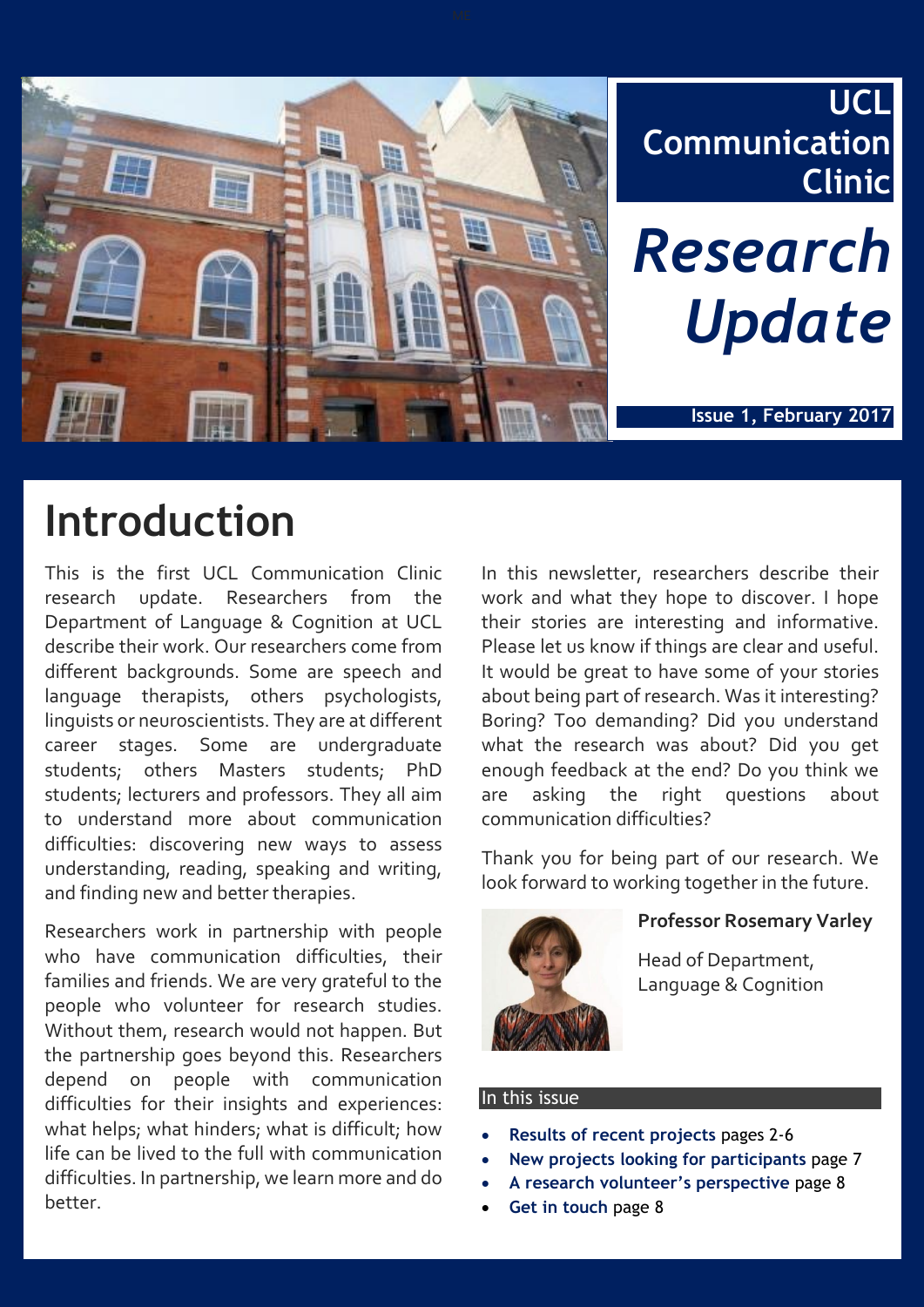# UCL Communication Clinic

# *Research Update*

**Issue 1, February 2017**

## Introduction

This is the first UCL Communication Clinic research update. Researchers from the Department of Language & Cognition at UCL describe their work. Our researchers come from different backgrounds. Some are speech and language therapists, others psychologists, linguists or neuroscientists. They are at different career stages. Some are undergraduate students; others Masters students; PhD students; lecturers and professors. They all aim to understand more about communication difficulties: discovering new ways to assess understanding, reading, speaking and writing, and finding new and better therapies.

Researchers work in partnership with people who have communication difficulties, their families and friends. We are very grateful to the people who volunteer for research studies. Without them, research would not happen. But the partnership goes beyond this. Researchers depend on people with communication difficulties for their insights and experiences: what helps; what hinders; what is difficult; how life can be lived to the full with communication difficulties. In partnership, we learn more and do better.

In this newsletter, researchers describe their work and what they hope to discover. I hope their stories are interesting and informative. Please let us know if things are clear and useful. It would be great to have some of your stories about being part of research. Was it interesting? Boring? Too demanding? Did you understand what the research was about? Did you get enough feedback at the end? Do you think we are asking the right questions about communication difficulties?

Thank you for being part of our research. We look forward to working together in the future.

**Professor Rosemary Varley**

Head of Department,
Language & Cognition

### In this issue

- **Results of recent projects** pages 2-6
- **New projects looking for participants** page 7
- **A research volunteer's perspective** page 8
- **Get in touch** page 8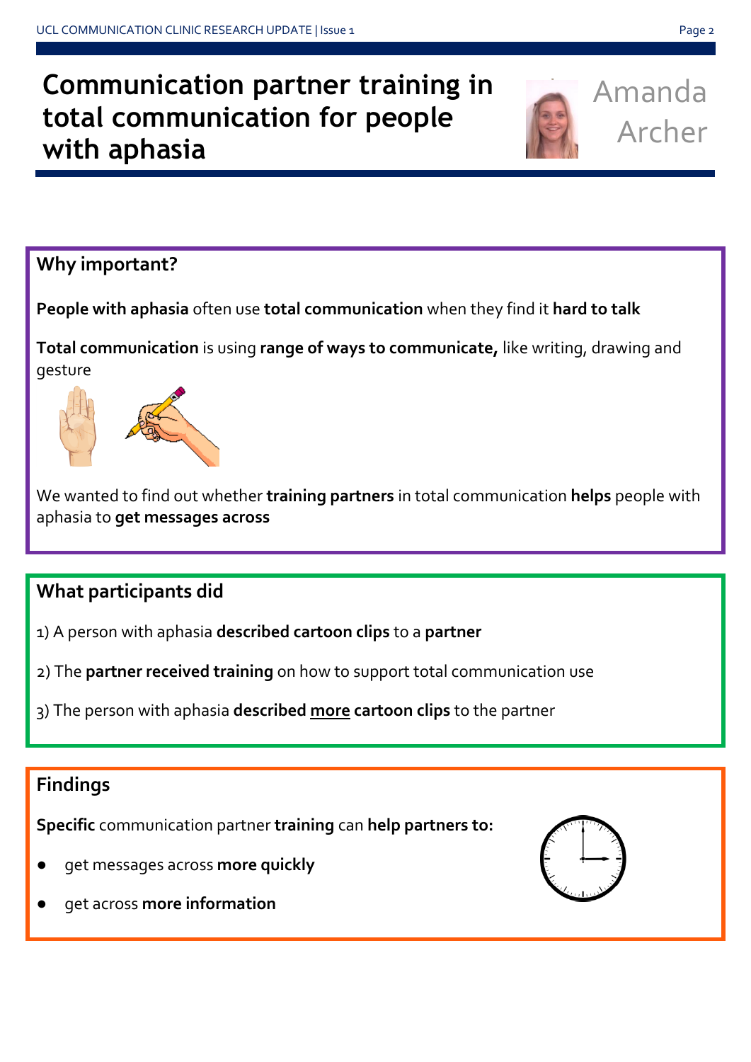# Communication partner training in total communication for people with aphasia

Amanda Archer

## Why important?

**People with aphasia** often use **total communication** when they find it **hard to talk**

**Total communication** is using **range of ways to communicate,** like writing, drawing and gesture

We wanted to find out whether **training partners** in total communication **helps** people with aphasia to **get messages across**

## What participants did

1) A person with aphasia **described cartoon clips** to a **partner**

2) The **partner received training** on how to support total communication use

3) The person with aphasia **described <u>more</u> cartoon clips** to the partner

## Findings

**Specific** communication partner **training** can **help partners to:**

- get messages across **more quickly**
- get across **more information**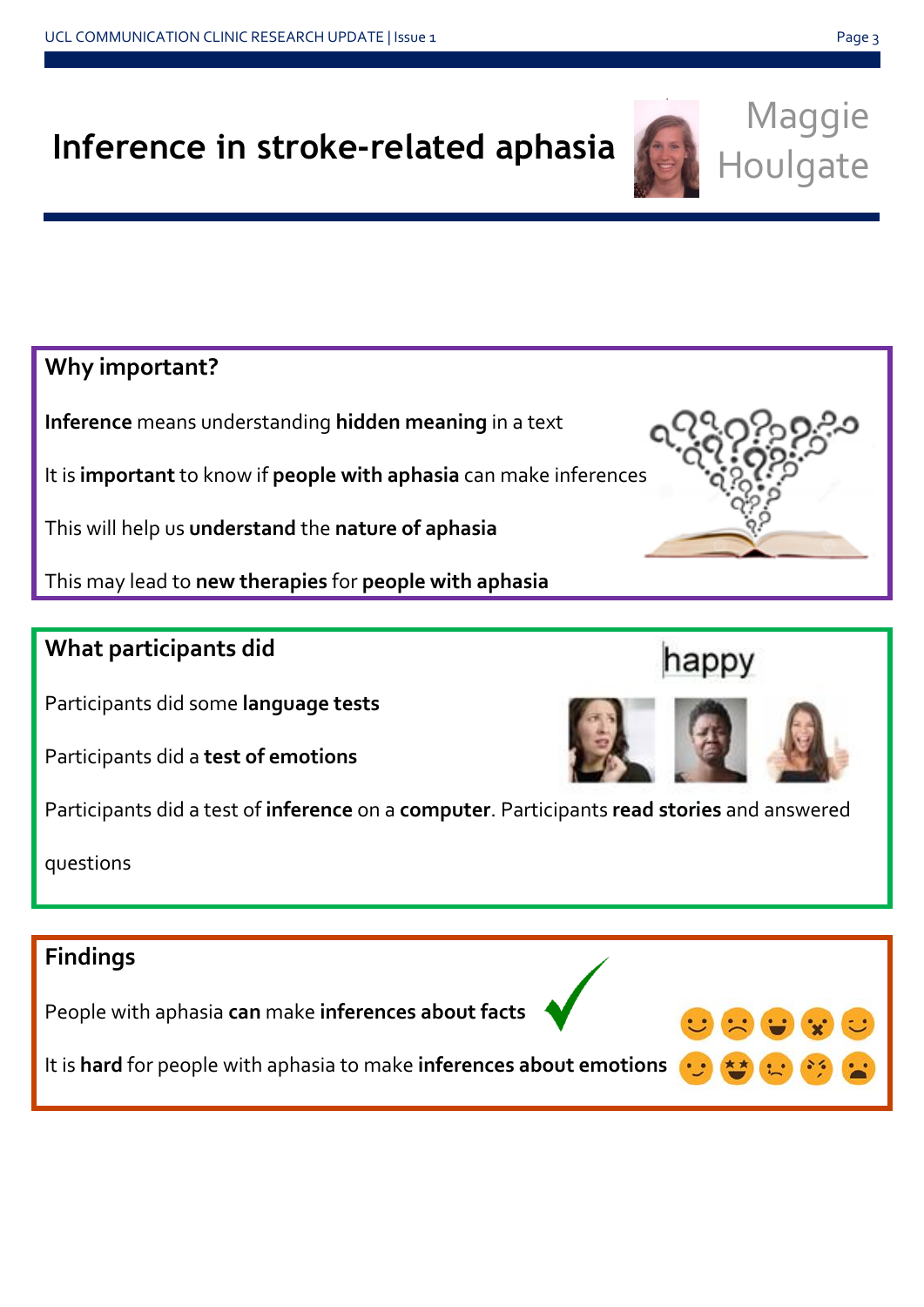# Inference in stroke-related aphasia

Maggie Houlgate

## Why important?

**Inference** means understanding **hidden meaning** in a text

It is **important** to know if **people with aphasia** can make inferences

This will help us **understand** the **nature of aphasia**

This may lead to **new therapies** for **people with aphasia**

## What participants did

happy

Participants did some **language tests**

Participants did a **test of emotions**

Participants did a test of **inference** on a **computer**. Participants **read stories** and answered questions

## Findings

People with aphasia **can** make **inferences about facts**

It is **hard** for people with aphasia to make **inferences about emotions**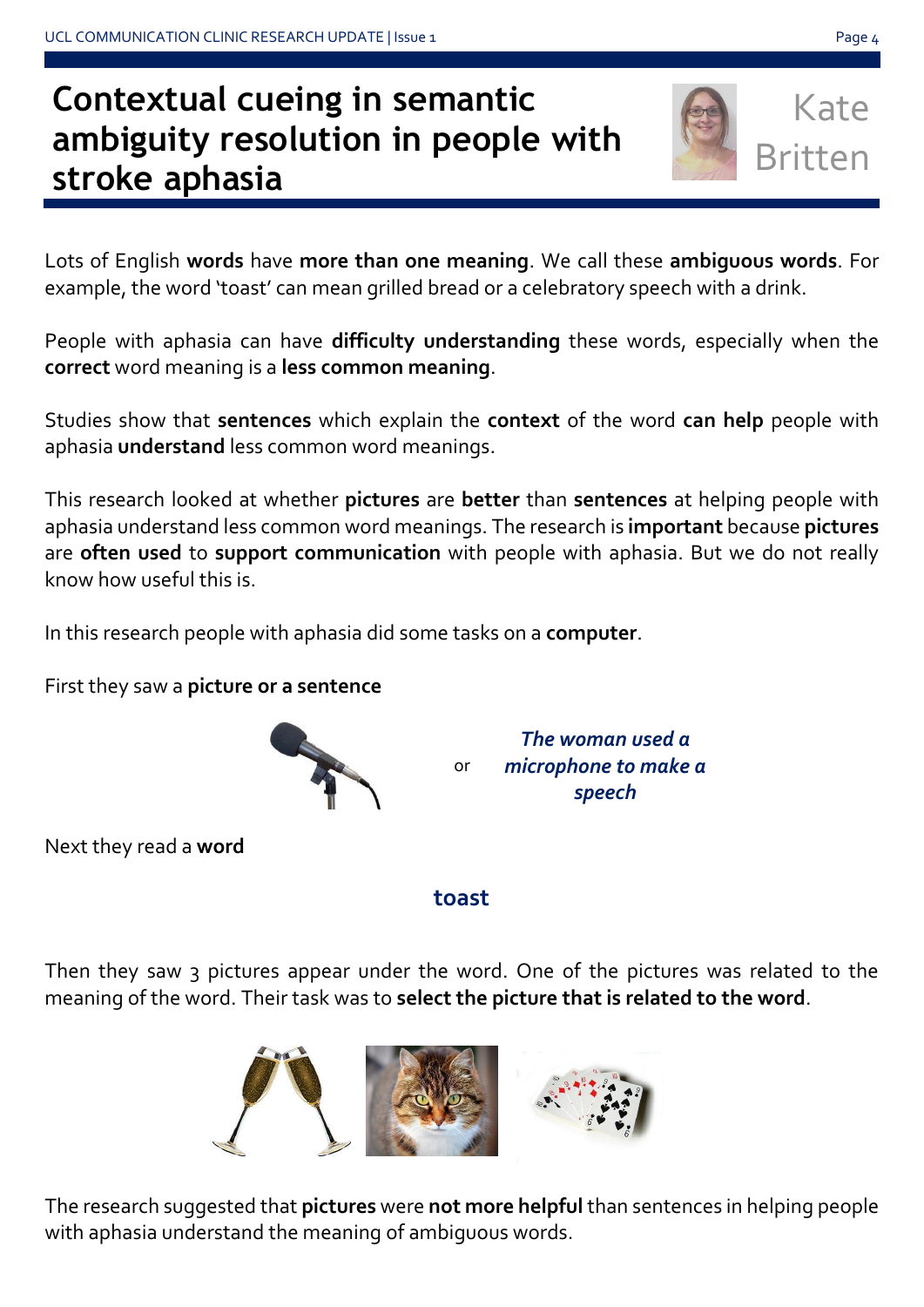# Contextual cueing in semantic ambiguity resolution in people with stroke aphasia

Kate Britten

Lots of English **words** have **more than one meaning**. We call these **ambiguous words**. For example, the word 'toast' can mean grilled bread or a celebratory speech with a drink.

People with aphasia can have **difficulty understanding** these words, especially when the **correct** word meaning is a **less common meaning**.

Studies show that **sentences** which explain the **context** of the word **can help** people with aphasia **understand** less common word meanings.

This research looked at whether **pictures** are **better** than **sentences** at helping people with aphasia understand less common word meanings. The research is **important** because **pictures** are **often used** to **support communication** with people with aphasia. But we do not really know how useful this is.

In this research people with aphasia did some tasks on a **computer**.

First they saw a **picture or a sentence**

or

***The woman used a microphone to make a speech***

Next they read a **word**

**toast**

Then they saw 3 pictures appear under the word. One of the pictures was related to the meaning of the word. Their task was to **select the picture that is related to the word**.

The research suggested that **pictures** were **not more helpful** than sentences in helping people with aphasia understand the meaning of ambiguous words.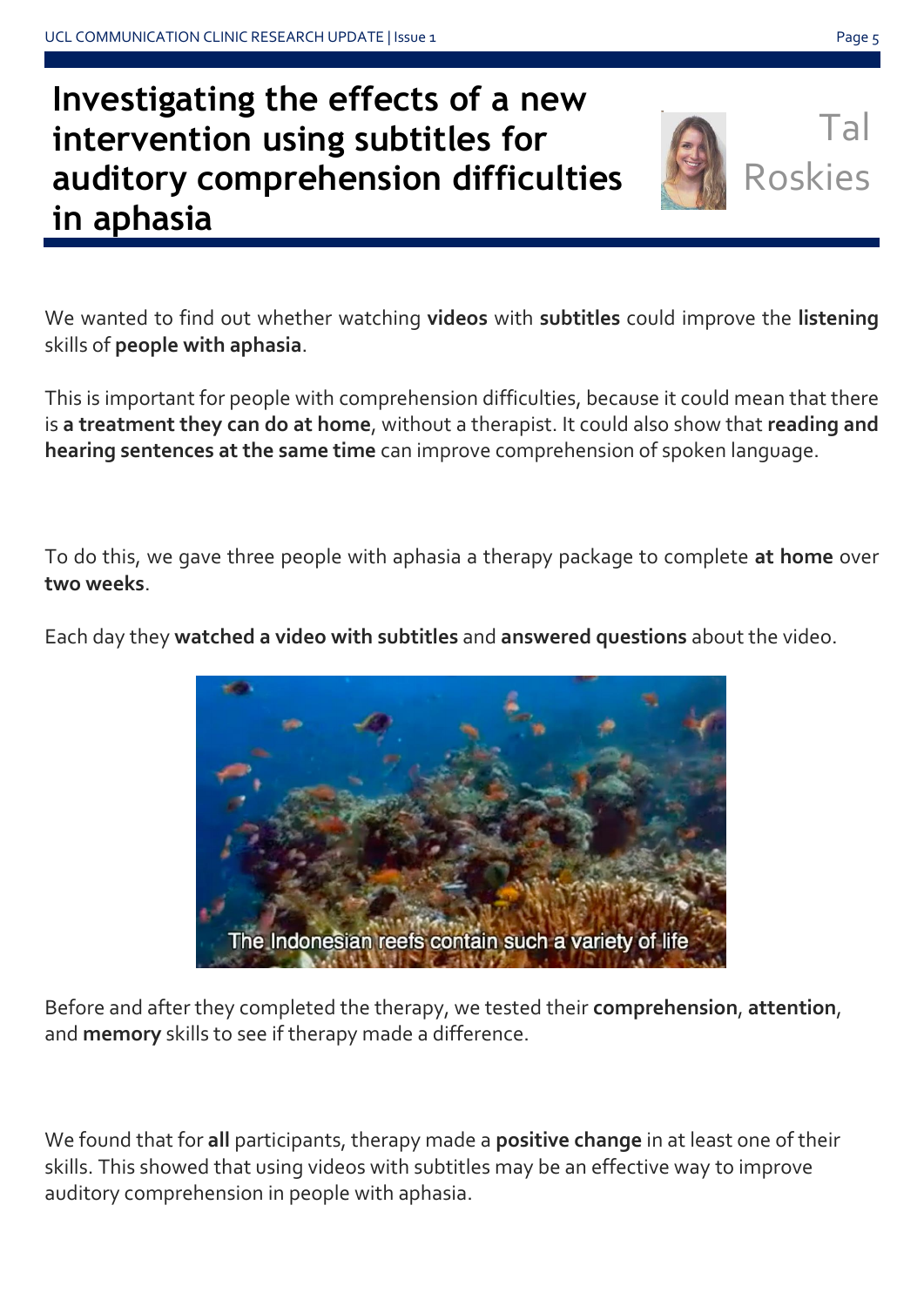# Investigating the effects of a new intervention using subtitles for auditory comprehension difficulties in aphasia

Tal Roskies

We wanted to find out whether watching **videos** with **subtitles** could improve the **listening** skills of **people with aphasia**.

This is important for people with comprehension difficulties, because it could mean that there is **a treatment they can do at home**, without a therapist. It could also show that **reading and hearing sentences at the same time** can improve comprehension of spoken language.

To do this, we gave three people with aphasia a therapy package to complete **at home** over **two weeks**.

Each day they **watched a video with subtitles** and **answered questions** about the video.

The Indonesian reefs contain such a variety of life

Before and after they completed the therapy, we tested their **comprehension**, **attention**, and **memory** skills to see if therapy made a difference.

We found that for **all** participants, therapy made a **positive change** in at least one of their skills. This showed that using videos with subtitles may be an effective way to improve auditory comprehension in people with aphasia.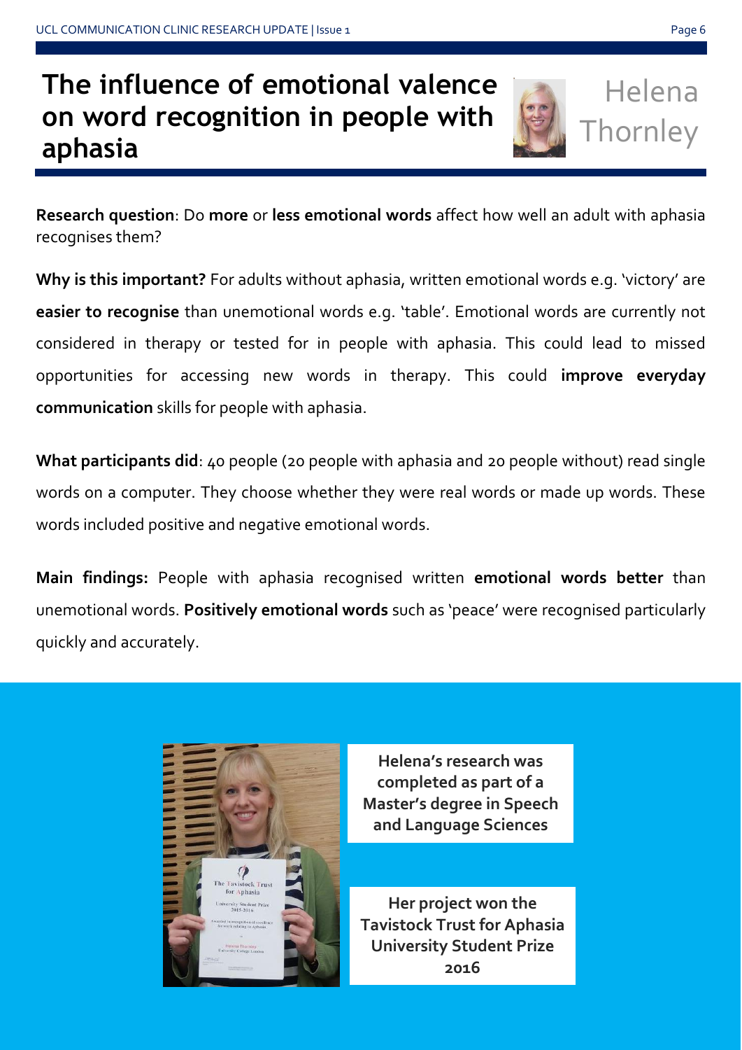# The influence of emotional valence on word recognition in people with aphasia

## Helena Thornley

**Research question**: Do **more** or **less emotional words** affect how well an adult with aphasia recognises them?

**Why is this important?** For adults without aphasia, written emotional words e.g. 'victory' are **easier to recognise** than unemotional words e.g. 'table'. Emotional words are currently not considered in therapy or tested for in people with aphasia. This could lead to missed opportunities for accessing new words in therapy. This could **improve everyday communication** skills for people with aphasia.

**What participants did**: 40 people (20 people with aphasia and 20 people without) read single words on a computer. They choose whether they were real words or made up words. These words included positive and negative emotional words.

**Main findings:** People with aphasia recognised written **emotional words better** than unemotional words. **Positively emotional words** such as 'peace' were recognised particularly quickly and accurately.

**Helena's research was completed as part of a Master's degree in Speech and Language Sciences**

**Her project won the Tavistock Trust for Aphasia University Student Prize 2016**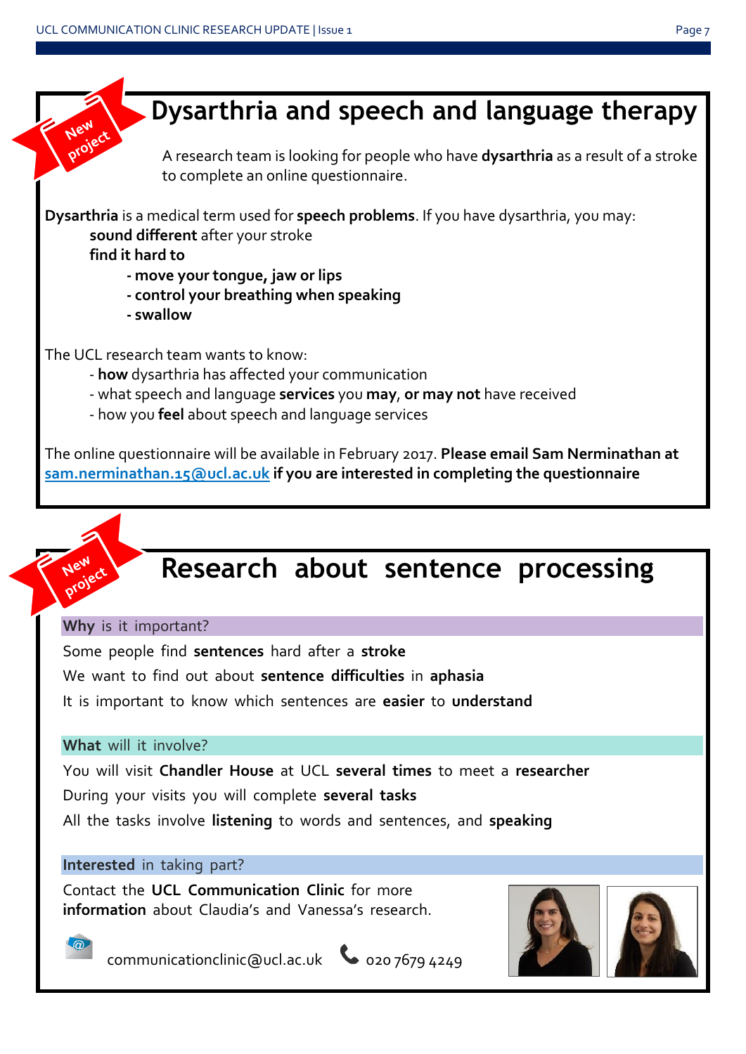New project

## Dysarthria and speech and language therapy

A research team is looking for people who have **dysarthria** as a result of a stroke to complete an online questionnaire.

**Dysarthria** is a medical term used for **speech problems**. If you have dysarthria, you may:

**sound different** after your stroke

**find it hard to**

- **move your tongue, jaw or lips**
- **control your breathing when speaking**
- **swallow**

The UCL research team wants to know:

- **how** dysarthria has affected your communication
- what speech and language **services** you **may**, **or may not** have received
- how you **feel** about speech and language services

The online questionnaire will be available in February 2017. **Please email Sam Nerminathan at** sam.nerminathan.15@ucl.ac.uk **if you are interested in completing the questionnaire**

New project

## Research about sentence processing

**Why** is it important?

Some people find **sentences** hard after a **stroke**

We want to find out about **sentence difficulties** in **aphasia**

It is important to know which sentences are **easier** to **understand**

**What** will it involve?

You will visit **Chandler House** at UCL **several times** to meet a **researcher**

During your visits you will complete **several tasks**

All the tasks involve **listening** to words and sentences, and **speaking**

**Interested** in taking part?

Contact the **UCL Communication Clinic** for more **information** about Claudia's and Vanessa's research.

communicationclinic@ucl.ac.uk

020 7679 4249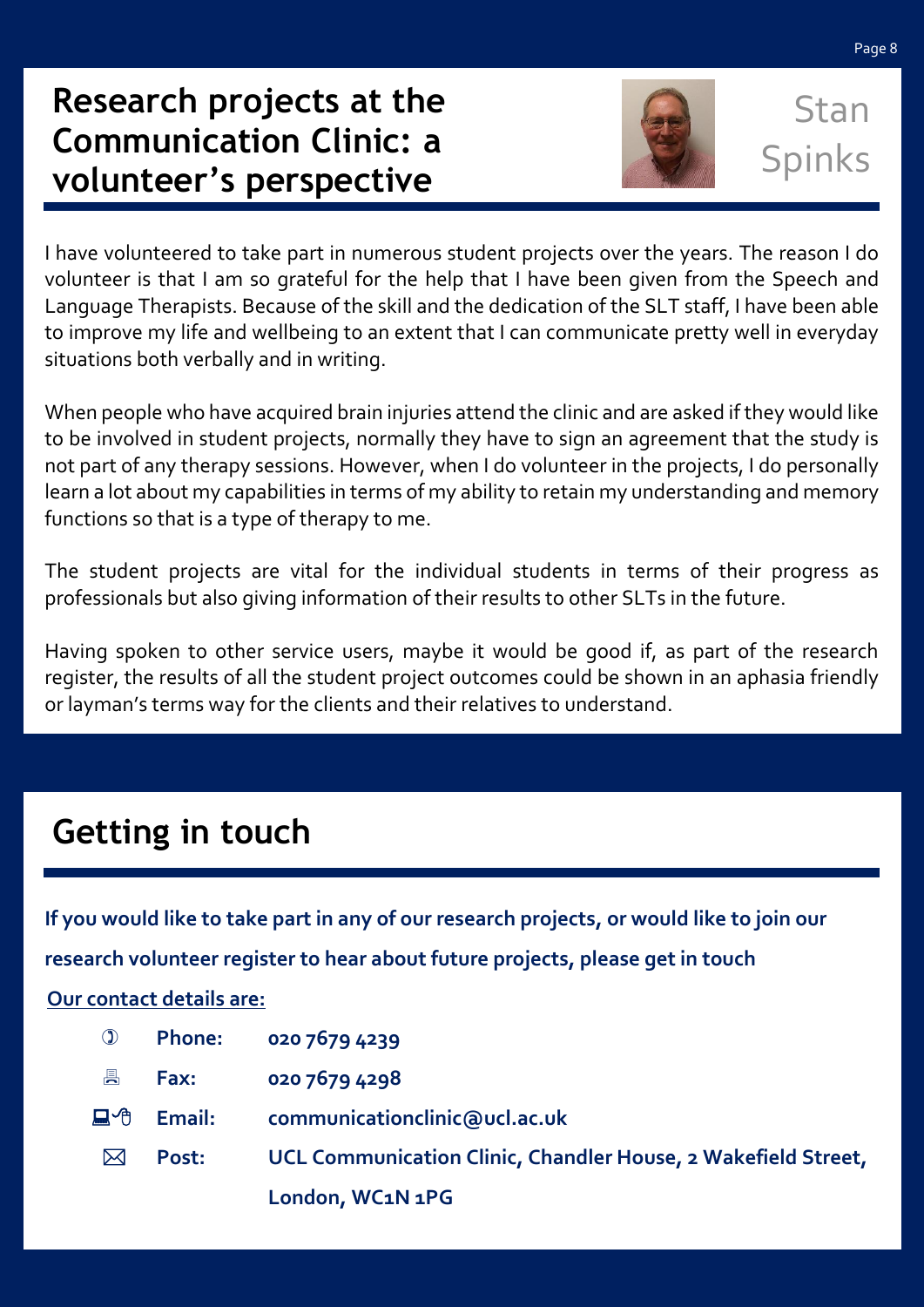## Research projects at the Communication Clinic: a volunteer's perspective

Stan Spinks

I have volunteered to take part in numerous student projects over the years. The reason I do volunteer is that I am so grateful for the help that I have been given from the Speech and Language Therapists. Because of the skill and the dedication of the SLT staff, I have been able to improve my life and wellbeing to an extent that I can communicate pretty well in everyday situations both verbally and in writing.

When people who have acquired brain injuries attend the clinic and are asked if they would like to be involved in student projects, normally they have to sign an agreement that the study is not part of any therapy sessions. However, when I do volunteer in the projects, I do personally learn a lot about my capabilities in terms of my ability to retain my understanding and memory functions so that is a type of therapy to me.

The student projects are vital for the individual students in terms of their progress as professionals but also giving information of their results to other SLTs in the future.

Having spoken to other service users, maybe it would be good if, as part of the research register, the results of all the student project outcomes could be shown in an aphasia friendly or layman's terms way for the clients and their relatives to understand.

## Getting in touch

**If you would like to take part in any of our research projects, or would like to join our research volunteer register to hear about future projects, please get in touch**

**Our contact details are:**

| | | |
|---|---|---|
| ✆ | **Phone:** | **020 7679 4239** |
| 🖷 | **Fax:** | **020 7679 4298** |
| 💻 | **Email:** | **communicationclinic@ucl.ac.uk** |
| ✉ | **Post:** | **UCL Communication Clinic, Chandler House, 2 Wakefield Street, London, WC1N 1PG** |